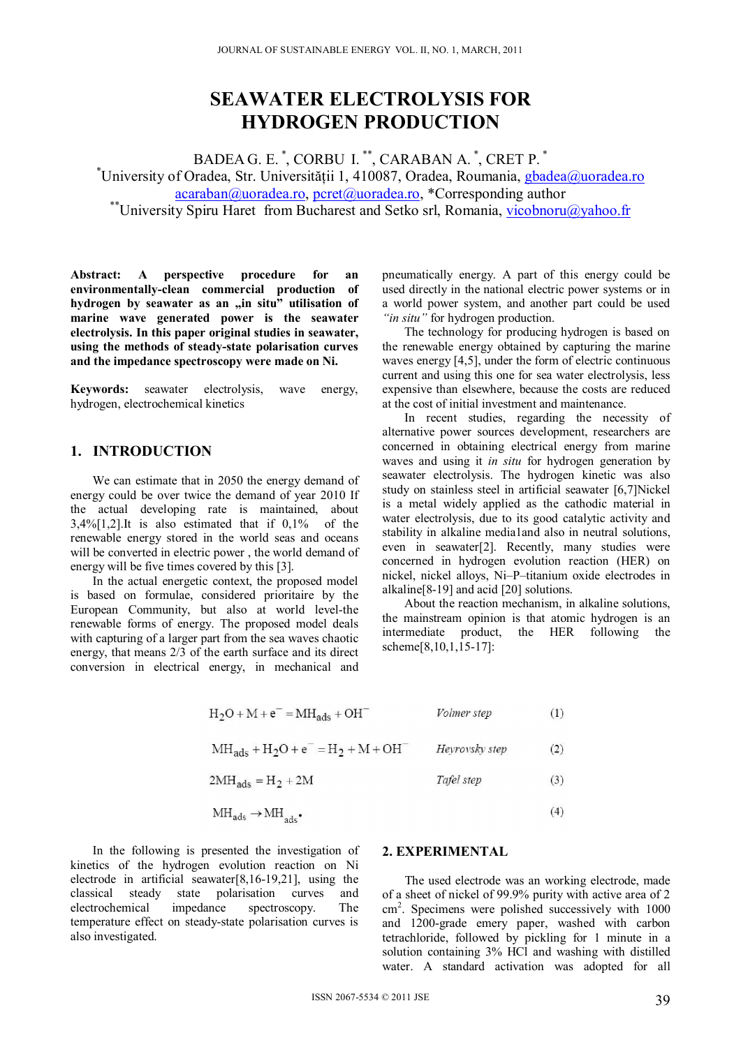# SEAWATER ELECTROLYSIS FOR HYDROGEN PRODUCTION

BADEA G. E. [*], CORBU I. [**], CARABAN A. [*], CRET P. [*]

[*]University of Oradea, Str. Universităţii 1, 410087, Oradea, Roumania, gbadea@uoradea.ro acaraban@uoradea.ro, pcret@uoradea.ro, *Corresponding author

[**]University Spiru Haret from Bucharest and Setko srl, Romania, vicobnoru@yahoo.fr

**Abstract: A perspective procedure for an environmentally-clean commercial production of hydrogen by seawater as an „in situ" utilisation of marine wave generated power is the seawater electrolysis. In this paper original studies in seawater, using the methods of steady-state polarisation curves and the impedance spectroscopy were made on Ni.**

**Keywords:** seawater electrolysis, wave energy, hydrogen, electrochemical kinetics

## 1. INTRODUCTION

We can estimate that in 2050 the energy demand of energy could be over twice the demand of year 2010 If the actual developing rate is maintained, about 3,4%[1,2].It is also estimated that if 0,1% of the renewable energy stored in the world seas and oceans will be converted in electric power , the world demand of energy will be five times covered by this [3].

In the actual energetic context, the proposed model is based on formulae, considered prioritaire by the European Community, but also at world level-the renewable forms of energy. The proposed model deals with capturing of a larger part from the sea waves chaotic energy, that means 2/3 of the earth surface and its direct conversion in electrical energy, in mechanical and pneumatically energy. A part of this energy could be used directly in the national electric power systems or in a world power system, and another part could be used *"in situ"* for hydrogen production.

The technology for producing hydrogen is based on the renewable energy obtained by capturing the marine waves energy [4,5], under the form of electric continuous current and using this one for sea water electrolysis, less expensive than elsewhere, because the costs are reduced at the cost of initial investment and maintenance.

In recent studies, regarding the necessity of alternative power sources development, researchers are concerned in obtaining electrical energy from marine waves and using it *in situ* for hydrogen generation by seawater electrolysis. The hydrogen kinetic was also study on stainless steel in artificial seawater [6,7]Nickel is a metal widely applied as the cathodic material in water electrolysis, due to its good catalytic activity and stability in alkaline media1and also in neutral solutions, even in seawater[2]. Recently, many studies were concerned in hydrogen evolution reaction (HER) on nickel, nickel alloys, Ni–P–titanium oxide electrodes in alkaline[8-19] and acid [20] solutions.

About the reaction mechanism, in alkaline solutions, the mainstream opinion is that atomic hydrogen is an intermediate product, the HER following the scheme[8,10,1,15-17]:

$$H_2O + M + e^- = MH_{ads} + OH^- \qquad \textit{Volmer step} \qquad (1)$$

$$MH_{ads} + H_2O + e^- = H_2 + M + OH^- \qquad \textit{Heyrovsky step} \qquad (2)$$

$$2MH_{ads} = H_2 + 2M \qquad \textit{Tafel step} \qquad (3)$$

$$MH_{ads} \rightarrow MH_{ads}\bullet \qquad (4)$$

In the following is presented the investigation of kinetics of the hydrogen evolution reaction on Ni electrode in artificial seawater[8,16-19,21], using the classical steady state polarisation curves and electrochemical impedance spectroscopy. The temperature effect on steady-state polarisation curves is also investigated.

## 2. EXPERIMENTAL

The used electrode was an working electrode, made of a sheet of nickel of 99.9% purity with active area of 2 $cm^2$. Specimens were polished successively with 1000 and 1200-grade emery paper, washed with carbon tetrachloride, followed by pickling for 1 minute in a solution containing 3% HCl and washing with distilled water. A standard activation was adopted for all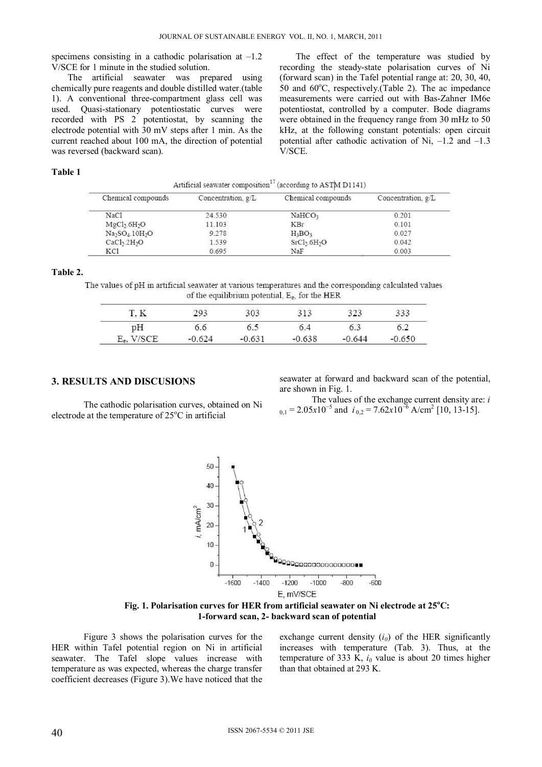specimens consisting in a cathodic polarisation at –1.2 V/SCE for 1 minute in the studied solution.

The artificial seawater was prepared using chemically pure reagents and double distilled water.(table 1). A conventional three-compartment glass cell was used. Quasi-stationary potentiostatic curves were recorded with PS 2 potentiostat, by scanning the electrode potential with 30 mV steps after 1 min. As the current reached about 100 mA, the direction of potential was reversed (backward scan).

The effect of the temperature was studied by recording the steady-state polarisation curves of Ni (forward scan) in the Tafel potential range at: 20, 30, 40, 50 and 60°C, respectively.(Table 2). The ac impedance measurements were carried out with Bas-Zahner IM6e potentiostat, controlled by a computer. Bode diagrams were obtained in the frequency range from 30 mHz to 50 kHz, at the following constant potentials: open circuit potential after cathodic activation of Ni, –1.2 and –1.3 V/SCE.

**Table 1**

Artificial seawater composition[17] (according to ASTM D1141)

| Chemical compounds | Concentration, g/L | Chemical compounds | Concentration, g/L |
|---|---|---|---|
| $NaCl$ | 24.530 | $NaHCO_3$ | 0.201 |
| $MgCl_2.6H_2O$ | 11.103 | $KBr$ | 0.101 |
| $Na_2SO_4.10H_2O$ | 9.278 | $H_3BO_3$ | 0.027 |
| $CaCl_2.2H_2O$ | 1.539 | $SrCl_2.6H_2O$ | 0.042 |
| $KCl$ | 0.695 | $NaF$ | 0.003 |

**Table 2.**

The values of pH in artificial seawater at various temperatures and the corresponding calculated values of the equilibrium potential, $E_e$, for the HER

| T, K | 293 | 303 | 313 | 323 | 333 |
|---|---|---|---|---|---|
| pH | 6.6 | 6.5 | 6.4 | 6.3 | 6.2 |
| $E_e$, V/SCE | -0.624 | -0.631 | -0.638 | -0.644 | -0.650 |

## 3. RESULTS AND DISCUSIONS

The cathodic polarisation curves, obtained on Ni electrode at the temperature of 25°C in artificial seawater at forward and backward scan of the potential, are shown in Fig. 1.

The values of the exchange current density are: $i_{0,1} = 2.05x10^{-5}$ and $i_{0,2} = 7.62x10^{-6}$ A/cm$^2$ [10, 13-15].

**Fig. 1. Polarisation curves for HER from artificial seawater on Ni electrode at 25°C: 1-forward scan, 2- backward scan of potential**

Figure 3 shows the polarisation curves for the HER within Tafel potential region on Ni in artificial seawater. The Tafel slope values increase with temperature as was expected, whereas the charge transfer coefficient decreases (Figure 3).We have noticed that the exchange current density ($i_0$) of the HER significantly increases with temperature (Tab. 3). Thus, at the temperature of 333 K, $i_0$ value is about 20 times higher than that obtained at 293 K.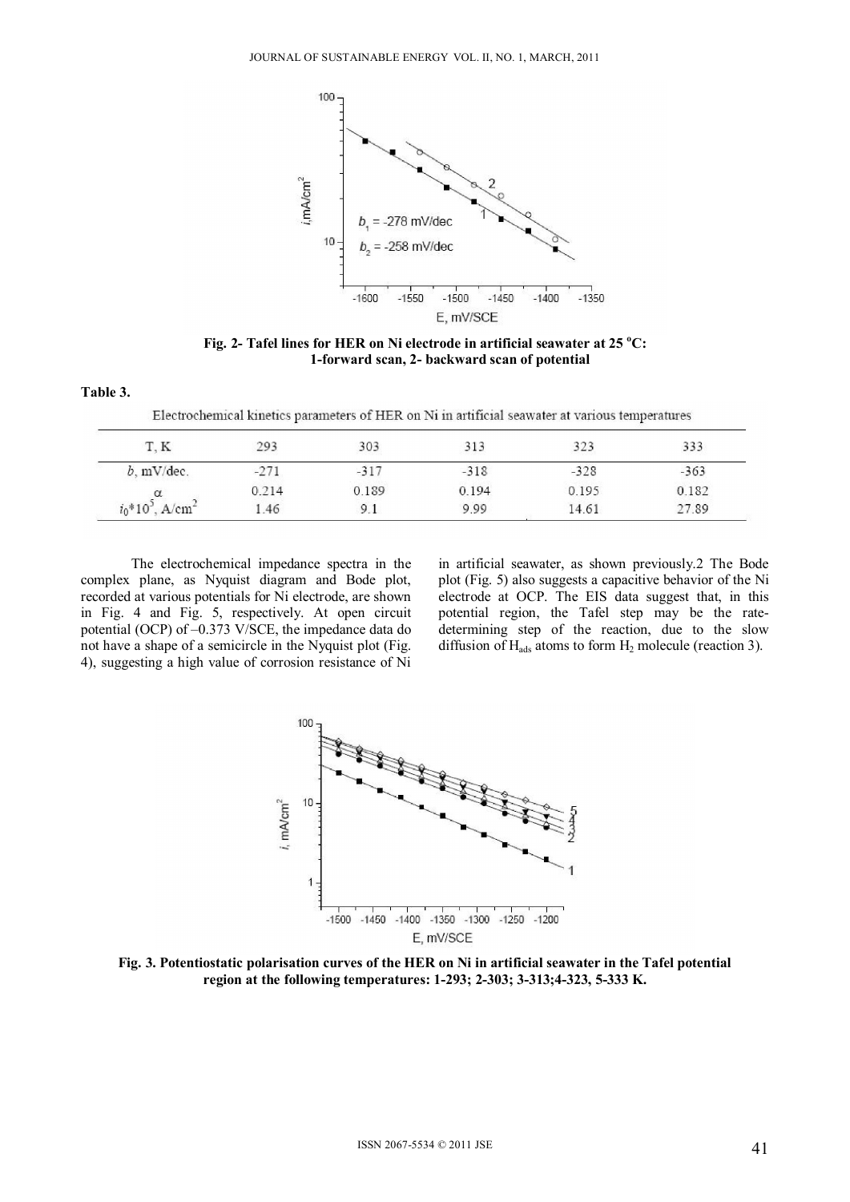Fig. 2- Tafel lines for HER on Ni electrode in artificial seawater at 25 °C: 1-forward scan, 2- backward scan of potential

**Table 3.**

Electrochemical kinetics parameters of HER on Ni in artificial seawater at various temperatures

| T, K | 293 | 303 | 313 | 323 | 333 |
|---|---|---|---|---|---|
| $b$, mV/dec. | -271 | -317 | -318 | -328 | -363 |
| $\alpha$ | 0.214 | 0.189 | 0.194 | 0.195 | 0.182 |
| $i_0 \cdot 10^5$, A/cm$^2$ | 1.46 | 9.1 | 9.99 | 14.61 | 27.89 |

The electrochemical impedance spectra in the complex plane, as Nyquist diagram and Bode plot, recorded at various potentials for Ni electrode, are shown in Fig. 4 and Fig. 5, respectively. At open circuit potential (OCP) of –0.373 V/SCE, the impedance data do not have a shape of a semicircle in the Nyquist plot (Fig. 4), suggesting a high value of corrosion resistance of Ni in artificial seawater, as shown previously.[2] The Bode plot (Fig. 5) also suggests a capacitive behavior of the Ni electrode at OCP. The EIS data suggest that, in this potential region, the Tafel step may be the rate-determining step of the reaction, due to the slow diffusion of $H_{ads}$ atoms to form $H_2$ molecule (reaction 3).

Fig. 3. Potentiostatic polarisation curves of the HER on Ni in artificial seawater in the Tafel potential region at the following temperatures: 1-293; 2-303; 3-313;4-323, 5-333 K.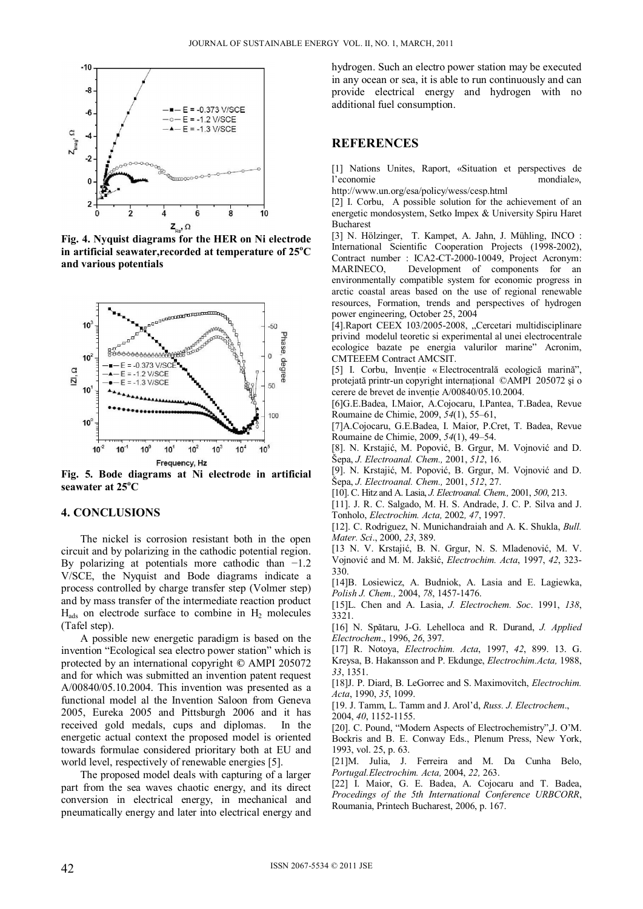-10
-8
-6
-4
-2
0
2
$Z_{imag}$, Ω
0 2 4 6 8 10
$Z_{Re}$, Ω
E = -0.373 V/SCE
E = -1.2 V/SCE
E = -1.3 V/SCE

**Fig. 4. Nyquist diagrams for the HER on Ni electrode in artificial seawater, recorded at temperature of 25°C and various potentials**

$10^3$
$10^2$
$10^1$
$10^0$
|Z|, Ω
$10^{-2}$ $10^{-1}$ $10^0$ $10^1$ $10^2$ $10^3$ $10^4$ $10^5$
Frequency, Hz
-50
0
50
100
Phase, degree
E = -0.373 V/SCE
E = -1.2 V/SCE
E = -1.3 V/SCE

**Fig. 5. Bode diagrams at Ni electrode in artificial seawater at 25°C**

## 4. CONCLUSIONS

The nickel is corrosion resistant both in the open circuit and by polarizing in the cathodic potential region. By polarizing at potentials more cathodic than −1.2 V/SCE, the Nyquist and Bode diagrams indicate a process controlled by charge transfer step (Volmer step) and by mass transfer of the intermediate reaction product $H_{ads}$ on electrode surface to combine in $H_2$ molecules (Tafel step).

A possible new energetic paradigm is based on the invention "Ecological sea electro power station" which is protected by an international copyright © AMPI 205072 and for which was submitted an invention patent request A/00840/05.10.2004. This invention was presented as a functional model al the Invention Saloon from Geneva 2005, Eureka 2005 and Pittsburgh 2006 and it has received gold medals, cups and diplomas. In the energetic actual context the proposed model is oriented towards formulae considered prioritary both at EU and world level, respectively of renewable energies [5].

The proposed model deals with capturing of a larger part from the sea waves chaotic energy, and its direct conversion in electrical energy, in mechanical and pneumatically energy and later into electrical energy and hydrogen. Such an electro power station may be executed in any ocean or sea, it is able to run continuously and can provide electrical energy and hydrogen with no additional fuel consumption.

## REFERENCES

[1] Nations Unites, Raport, «Situation et perspectives de l'economie mondiale», http://www.un.org/esa/policy/wess/cesp.html

[2] I. Corbu, A possible solution for the achievement of an energetic mondosystem, Setko Impex & University Spiru Haret Bucharest

[3] N. Hölzinger, T. Kampet, A. Jahn, J. Mühling, INCO : International Scientific Cooperation Projects (1998-2002), Contract number : ICA2-CT-2000-10049, Project Acronym: MARINECO, Development of components for an environmentally compatible system for economic progress in arctic coastal areas based on the use of regional renewable resources, Formation, trends and perspectives of hydrogen power engineering, October 25, 2004

[4].Raport CEEX 103/2005-2008, „Cercetari multidisciplinare privind modelul teoretic si experimental al unei electrocentrale ecologice bazate pe energia valurilor marine" Acronim, CMTEEEM Contract AMCSIT.

[5] I. Corbu, Invenție « Electrocentrală ecologică marină", protejată printr-un copyright internațional ©AMPI 205072 şi o cerere de brevet de invenție A/00840/05.10.2004.

[6]G.E.Badea, I.Maior, A.Cojocaru, I.Pantea, T.Badea, Revue Roumaine de Chimie, 2009, *54*(1), 55–61,

[7]A.Cojocaru, G.E.Badea, I. Maior, P.Cret, T. Badea, Revue Roumaine de Chimie, 2009, *54*(1), 49–54.

[8]. N. Krstajić, M. Popović, B. Grgur, M. Vojnović and D. Šepa, *J. Electroanal. Chem.,* 2001, *512*, 16.

[9]. N. Krstajić, M. Popović, B. Grgur, M. Vojnović and D. Šepa, *J. Electroanal. Chem.,* 2001, *512*, 27.

[10]. C. Hitz and A. Lasia, *J. Electroanal. Chem.,* 2001, *500*, 213.

[11]. J. R. C. Salgado, M. H. S. Andrade, J. C. P. Silva and J. Tonholo, *Electrochim. Acta,* 2002*, 47*, 1997.

[12]. C. Rodriguez, N. Munichandraiah and A. K. Shukla, *Bull. Mater. Sci*., 2000, *23*, 389.

[13 N. V. Krstajić, B. N. Grgur, N. S. Mladenović, M. V. Vojnović and M. M. Jakšić, *Electrochim. Acta*, 1997, *42*, 323-330.

[14]B. Losiewicz, A. Budniok, A. Lasia and E. Lagiewka, *Polish J. Chem.,* 2004, *78*, 1457-1476.

[15]L. Chen and A. Lasia, *J. Electrochem. Soc*. 1991, *138*, 3321.

[16] N. Spătaru, J-G. Lehelloca and R. Durand, *J. Applied Electrochem*., 1996, *26*, 397.

[17] R. Notoya, *Electrochim. Acta*, 1997, *42*, 899. 13. G. Kreysa, B. Hakansson and P. Ekdunge, *Electrochim.Acta,* 1988, *33*, 1351.

[18]J. P. Diard, B. LeGorrec and S. Maximovitch, *Electrochim. Acta*, 1990, *35*, 1099.

[19. J. Tamm, L. Tamm and J. Arol'd, *Russ. J. Electrochem*., 2004, *40*, 1152-1155.

[20]. C. Pound, "Modern Aspects of Electrochemistry",J. O'M. Bockris and B. E. Conway Eds., Plenum Press, New York, 1993, vol. 25, p. 63.

[21]M. Julia, J. Ferreira and M. Da Cunha Belo, *Portugal.Electrochim. Acta,* 2004, *22,* 263.

[22] I. Maior, G. E. Badea, A. Cojocaru and T. Badea, *Procedings of the 5th International Conference URBCORR*, Roumania, Printech Bucharest, 2006, p. 167.